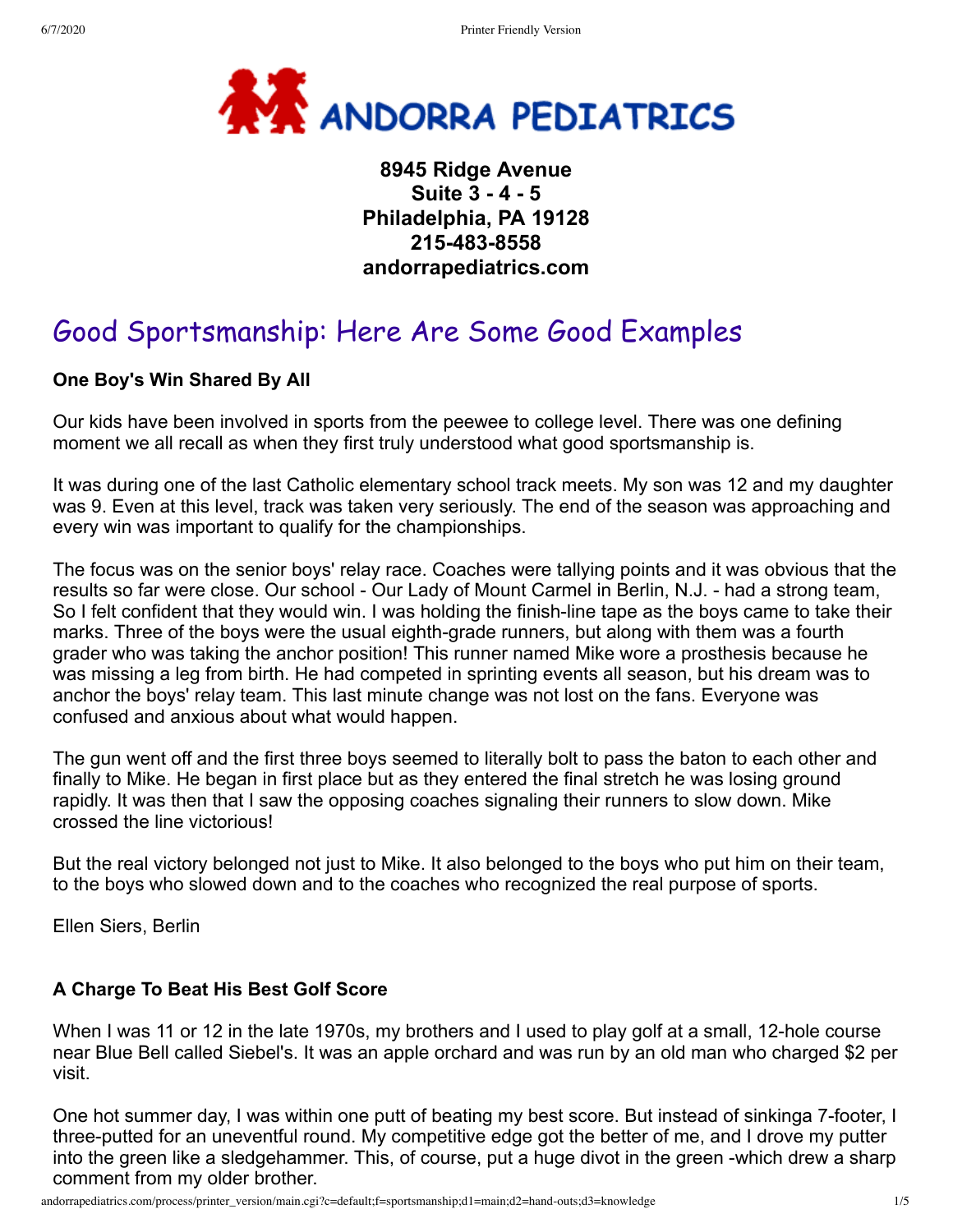# ANDORRA PEDIATRICS

**8945 Ridge Avenue**
**Suite 3 - 4 - 5**
**Philadelphia, PA 19128**
**215-483-8558**
**andorrapediatrics.com**

## Good Sportsmanship: Here Are Some Good Examples

**One Boy's Win Shared By All**

Our kids have been involved in sports from the peewee to college level. There was one defining moment we all recall as when they first truly understood what good sportsmanship is.

It was during one of the last Catholic elementary school track meets. My son was 12 and my daughter was 9. Even at this level, track was taken very seriously. The end of the season was approaching and every win was important to qualify for the championships.

The focus was on the senior boys' relay race. Coaches were tallying points and it was obvious that the results so far were close. Our school - Our Lady of Mount Carmel in Berlin, N.J. - had a strong team, So I felt confident that they would win. I was holding the finish-line tape as the boys came to take their marks. Three of the boys were the usual eighth-grade runners, but along with them was a fourth grader who was taking the anchor position! This runner named Mike wore a prosthesis because he was missing a leg from birth. He had competed in sprinting events all season, but his dream was to anchor the boys' relay team. This last minute change was not lost on the fans. Everyone was confused and anxious about what would happen.

The gun went off and the first three boys seemed to literally bolt to pass the baton to each other and finally to Mike. He began in first place but as they entered the final stretch he was losing ground rapidly. It was then that I saw the opposing coaches signaling their runners to slow down. Mike crossed the line victorious!

But the real victory belonged not just to Mike. It also belonged to the boys who put him on their team, to the boys who slowed down and to the coaches who recognized the real purpose of sports.

Ellen Siers, Berlin

**A Charge To Beat His Best Golf Score**

When I was 11 or 12 in the late 1970s, my brothers and I used to play golf at a small, 12-hole course near Blue Bell called Siebel's. It was an apple orchard and was run by an old man who charged $2 per visit.

One hot summer day, I was within one putt of beating my best score. But instead of sinkinga 7-footer, I three-putted for an uneventful round. My competitive edge got the better of me, and I drove my putter into the green like a sledgehammer. This, of course, put a huge divot in the green -which drew a sharp comment from my older brother.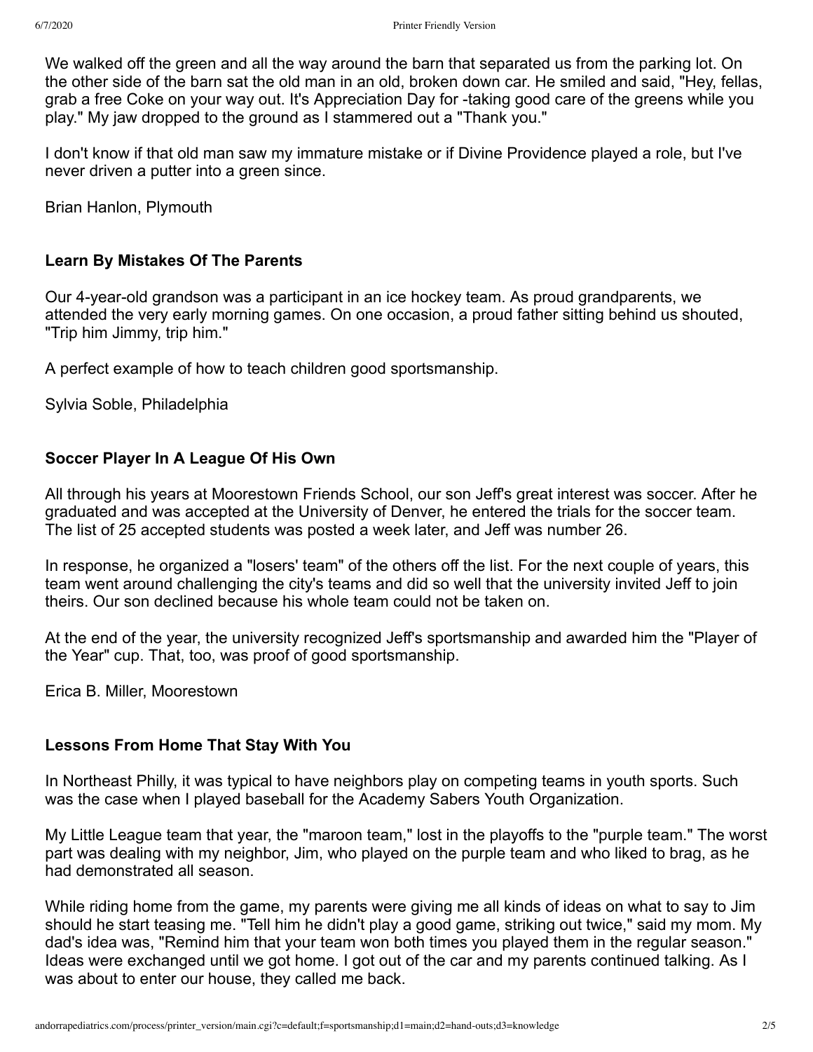We walked off the green and all the way around the barn that separated us from the parking lot. On the other side of the barn sat the old man in an old, broken down car. He smiled and said, "Hey, fellas, grab a free Coke on your way out. It's Appreciation Day for -taking good care of the greens while you play." My jaw dropped to the ground as I stammered out a "Thank you."

I don't know if that old man saw my immature mistake or if Divine Providence played a role, but I've never driven a putter into a green since.

Brian Hanlon, Plymouth

**Learn By Mistakes Of The Parents**

Our 4-year-old grandson was a participant in an ice hockey team. As proud grandparents, we attended the very early morning games. On one occasion, a proud father sitting behind us shouted, "Trip him Jimmy, trip him."

A perfect example of how to teach children good sportsmanship.

Sylvia Soble, Philadelphia

**Soccer Player In A League Of His Own**

All through his years at Moorestown Friends School, our son Jeff's great interest was soccer. After he graduated and was accepted at the University of Denver, he entered the trials for the soccer team. The list of 25 accepted students was posted a week later, and Jeff was number 26.

In response, he organized a "losers' team" of the others off the list. For the next couple of years, this team went around challenging the city's teams and did so well that the university invited Jeff to join theirs. Our son declined because his whole team could not be taken on.

At the end of the year, the university recognized Jeff's sportsmanship and awarded him the "Player of the Year" cup. That, too, was proof of good sportsmanship.

Erica B. Miller, Moorestown

**Lessons From Home That Stay With You**

In Northeast Philly, it was typical to have neighbors play on competing teams in youth sports. Such was the case when I played baseball for the Academy Sabers Youth Organization.

My Little League team that year, the "maroon team," lost in the playoffs to the "purple team." The worst part was dealing with my neighbor, Jim, who played on the purple team and who liked to brag, as he had demonstrated all season.

While riding home from the game, my parents were giving me all kinds of ideas on what to say to Jim should he start teasing me. "Tell him he didn't play a good game, striking out twice," said my mom. My dad's idea was, "Remind him that your team won both times you played them in the regular season." Ideas were exchanged until we got home. I got out of the car and my parents continued talking. As I was about to enter our house, they called me back.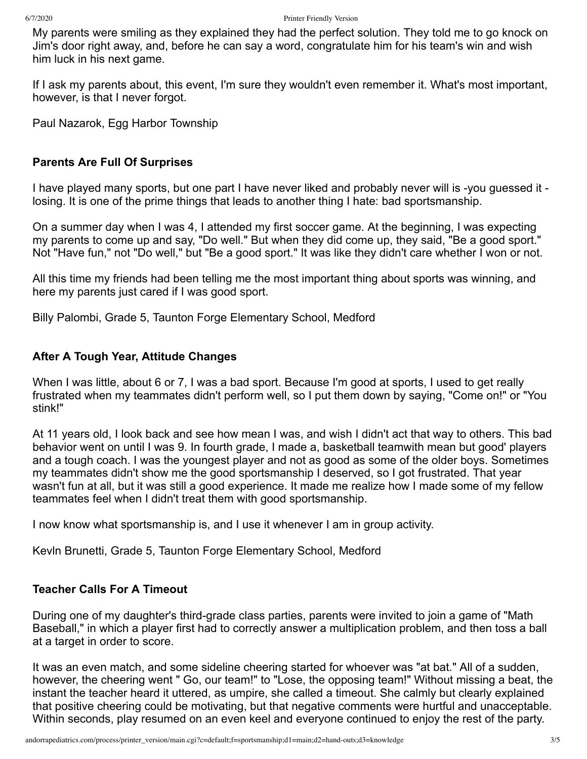My parents were smiling as they explained they had the perfect solution. They told me to go knock on Jim's door right away, and, before he can say a word, congratulate him for his team's win and wish him luck in his next game.

If I ask my parents about, this event, I'm sure they wouldn't even remember it. What's most important, however, is that I never forgot.

Paul Nazarok, Egg Harbor Township

### Parents Are Full Of Surprises

I have played many sports, but one part I have never liked and probably never will is -you guessed it - losing. It is one of the prime things that leads to another thing I hate: bad sportsmanship.

On a summer day when I was 4, I attended my first soccer game. At the beginning, I was expecting my parents to come up and say, "Do well." But when they did come up, they said, "Be a good sport." Not "Have fun," not "Do well," but "Be a good sport." It was like they didn't care whether I won or not.

All this time my friends had been telling me the most important thing about sports was winning, and here my parents just cared if I was good sport.

Billy Palombi, Grade 5, Taunton Forge Elementary School, Medford

### After A Tough Year, Attitude Changes

When I was little, about 6 or 7, I was a bad sport. Because I'm good at sports, I used to get really frustrated when my teammates didn't perform well, so I put them down by saying, "Come on!" or "You stink!"

At 11 years old, I look back and see how mean I was, and wish I didn't act that way to others. This bad behavior went on until I was 9. In fourth grade, I made a, basketball teamwith mean but good' players and a tough coach. I was the youngest player and not as good as some of the older boys. Sometimes my teammates didn't show me the good sportsmanship I deserved, so I got frustrated. That year wasn't fun at all, but it was still a good experience. It made me realize how I made some of my fellow teammates feel when I didn't treat them with good sportsmanship.

I now know what sportsmanship is, and I use it whenever I am in group activity.

Kevln Brunetti, Grade 5, Taunton Forge Elementary School, Medford

### Teacher Calls For A Timeout

During one of my daughter's third-grade class parties, parents were invited to join a game of "Math Baseball," in which a player first had to correctly answer a multiplication problem, and then toss a ball at a target in order to score.

It was an even match, and some sideline cheering started for whoever was "at bat." All of a sudden, however, the cheering went " Go, our team!" to "Lose, the opposing team!" Without missing a beat, the instant the teacher heard it uttered, as umpire, she called a timeout. She calmly but clearly explained that positive cheering could be motivating, but that negative comments were hurtful and unacceptable. Within seconds, play resumed on an even keel and everyone continued to enjoy the rest of the party.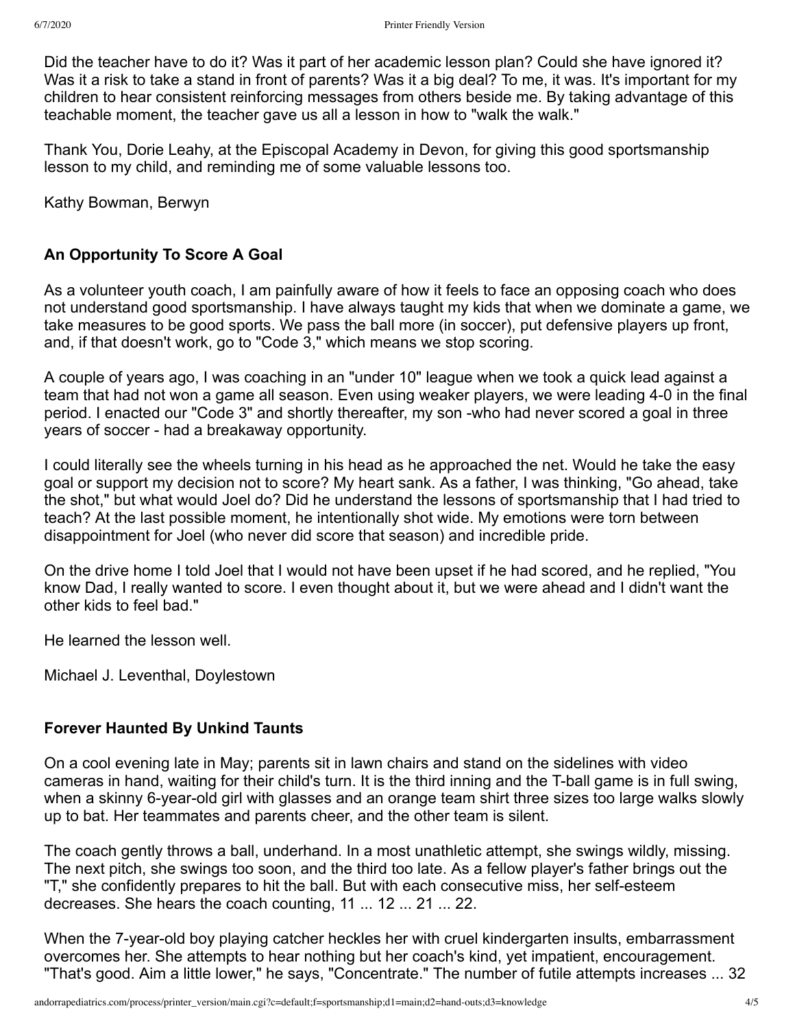Did the teacher have to do it? Was it part of her academic lesson plan? Could she have ignored it? Was it a risk to take a stand in front of parents? Was it a big deal? To me, it was. It's important for my children to hear consistent reinforcing messages from others beside me. By taking advantage of this teachable moment, the teacher gave us all a lesson in how to "walk the walk."

Thank You, Dorie Leahy, at the Episcopal Academy in Devon, for giving this good sportsmanship lesson to my child, and reminding me of some valuable lessons too.

Kathy Bowman, Berwyn

**An Opportunity To Score A Goal**

As a volunteer youth coach, I am painfully aware of how it feels to face an opposing coach who does not understand good sportsmanship. I have always taught my kids that when we dominate a game, we take measures to be good sports. We pass the ball more (in soccer), put defensive players up front, and, if that doesn't work, go to "Code 3," which means we stop scoring.

A couple of years ago, I was coaching in an "under 10" league when we took a quick lead against a team that had not won a game all season. Even using weaker players, we were leading 4-0 in the final period. I enacted our "Code 3" and shortly thereafter, my son -who had never scored a goal in three years of soccer - had a breakaway opportunity.

I could literally see the wheels turning in his head as he approached the net. Would he take the easy goal or support my decision not to score? My heart sank. As a father, I was thinking, "Go ahead, take the shot," but what would Joel do? Did he understand the lessons of sportsmanship that I had tried to teach? At the last possible moment, he intentionally shot wide. My emotions were torn between disappointment for Joel (who never did score that season) and incredible pride.

On the drive home I told Joel that I would not have been upset if he had scored, and he replied, "You know Dad, I really wanted to score. I even thought about it, but we were ahead and I didn't want the other kids to feel bad."

He learned the lesson well.

Michael J. Leventhal, Doylestown

**Forever Haunted By Unkind Taunts**

On a cool evening late in May; parents sit in lawn chairs and stand on the sidelines with video cameras in hand, waiting for their child's turn. It is the third inning and the T-ball game is in full swing, when a skinny 6-year-old girl with glasses and an orange team shirt three sizes too large walks slowly up to bat. Her teammates and parents cheer, and the other team is silent.

The coach gently throws a ball, underhand. In a most unathletic attempt, she swings wildly, missing. The next pitch, she swings too soon, and the third too late. As a fellow player's father brings out the "T," she confidently prepares to hit the ball. But with each consecutive miss, her self-esteem decreases. She hears the coach counting, 11 ... 12 ... 21 ... 22.

When the 7-year-old boy playing catcher heckles her with cruel kindergarten insults, embarrassment overcomes her. She attempts to hear nothing but her coach's kind, yet impatient, encouragement. "That's good. Aim a little lower," he says, "Concentrate." The number of futile attempts increases ... 32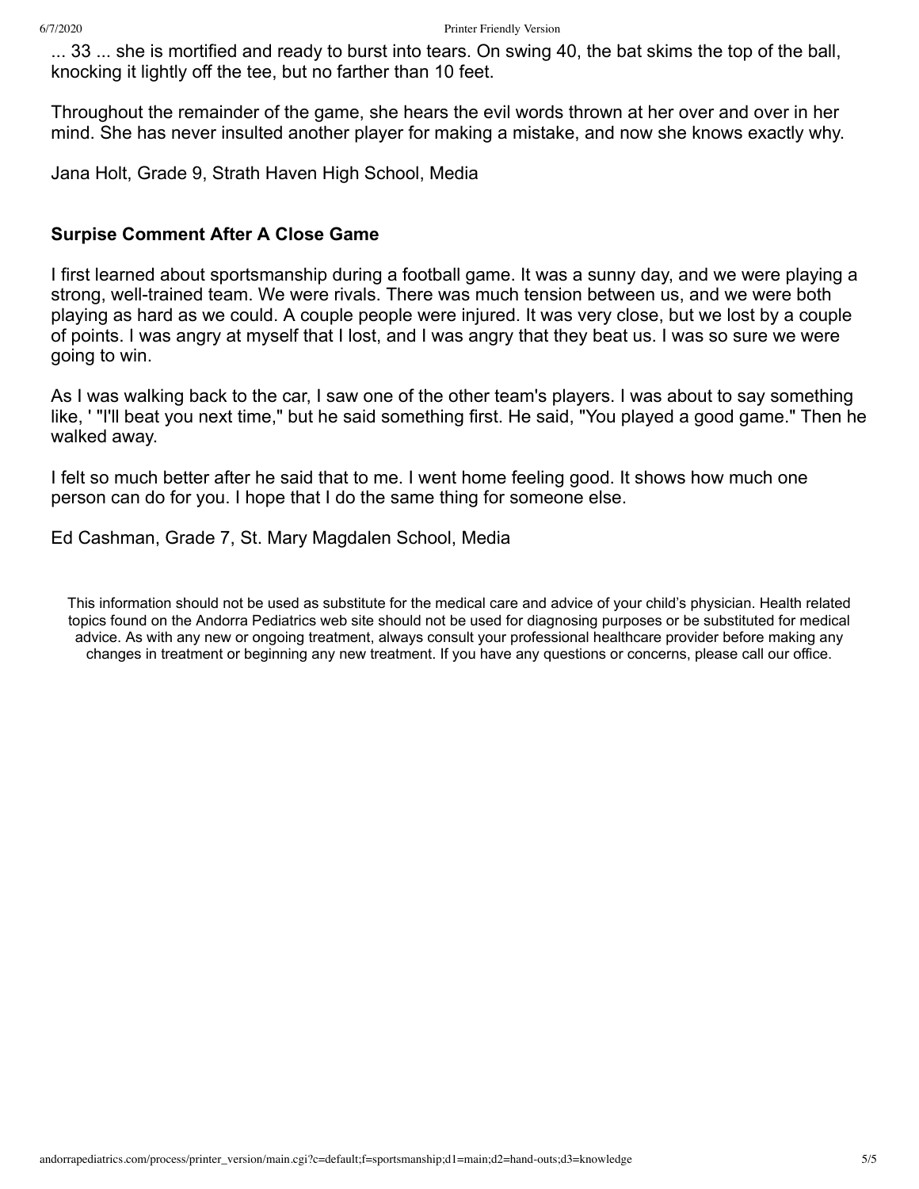... 33 ... she is mortified and ready to burst into tears. On swing 40, the bat skims the top of the ball, knocking it lightly off the tee, but no farther than 10 feet.

Throughout the remainder of the game, she hears the evil words thrown at her over and over in her mind. She has never insulted another player for making a mistake, and now she knows exactly why.

Jana Holt, Grade 9, Strath Haven High School, Media

### Surpise Comment After A Close Game

I first learned about sportsmanship during a football game. It was a sunny day, and we were playing a strong, well-trained team. We were rivals. There was much tension between us, and we were both playing as hard as we could. A couple people were injured. It was very close, but we lost by a couple of points. I was angry at myself that I lost, and I was angry that they beat us. I was so sure we were going to win.

As I was walking back to the car, I saw one of the other team's players. I was about to say something like, ' "I'll beat you next time," but he said something first. He said, "You played a good game." Then he walked away.

I felt so much better after he said that to me. I went home feeling good. It shows how much one person can do for you. I hope that I do the same thing for someone else.

Ed Cashman, Grade 7, St. Mary Magdalen School, Media

This information should not be used as substitute for the medical care and advice of your child's physician. Health related topics found on the Andorra Pediatrics web site should not be used for diagnosing purposes or be substituted for medical advice. As with any new or ongoing treatment, always consult your professional healthcare provider before making any changes in treatment or beginning any new treatment. If you have any questions or concerns, please call our office.